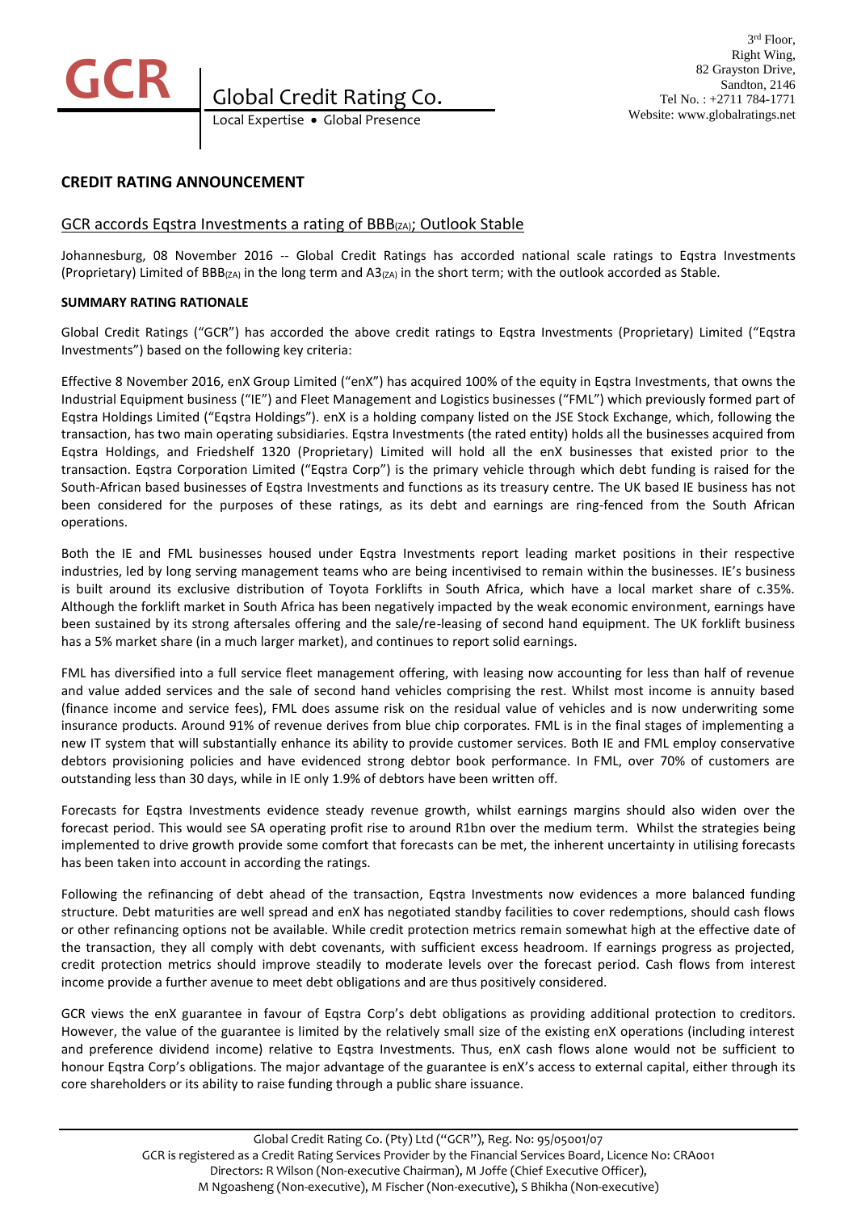# CREDIT RATING ANNOUNCEMENT

## GCR accords Eqstra Investments a rating of $BBB_{(ZA)}$; Outlook Stable

Johannesburg, 08 November 2016 -- Global Credit Ratings has accorded national scale ratings to Eqstra Investments (Proprietary) Limited of $BBB_{(ZA)}$ in the long term and $A3_{(ZA)}$ in the short term; with the outlook accorded as Stable.

**SUMMARY RATING RATIONALE**

Global Credit Ratings ("GCR") has accorded the above credit ratings to Eqstra Investments (Proprietary) Limited ("Eqstra Investments") based on the following key criteria:

Effective 8 November 2016, enX Group Limited ("enX") has acquired 100% of the equity in Eqstra Investments, that owns the Industrial Equipment business ("IE") and Fleet Management and Logistics businesses ("FML") which previously formed part of Eqstra Holdings Limited ("Eqstra Holdings"). enX is a holding company listed on the JSE Stock Exchange, which, following the transaction, has two main operating subsidiaries. Eqstra Investments (the rated entity) holds all the businesses acquired from Eqstra Holdings, and Friedshelf 1320 (Proprietary) Limited will hold all the enX businesses that existed prior to the transaction. Eqstra Corporation Limited ("Eqstra Corp") is the primary vehicle through which debt funding is raised for the South-African based businesses of Eqstra Investments and functions as its treasury centre. The UK based IE business has not been considered for the purposes of these ratings, as its debt and earnings are ring-fenced from the South African operations.

Both the IE and FML businesses housed under Eqstra Investments report leading market positions in their respective industries, led by long serving management teams who are being incentivised to remain within the businesses. IE's business is built around its exclusive distribution of Toyota Forklifts in South Africa, which have a local market share of c.35%. Although the forklift market in South Africa has been negatively impacted by the weak economic environment, earnings have been sustained by its strong aftersales offering and the sale/re-leasing of second hand equipment. The UK forklift business has a 5% market share (in a much larger market), and continues to report solid earnings.

FML has diversified into a full service fleet management offering, with leasing now accounting for less than half of revenue and value added services and the sale of second hand vehicles comprising the rest. Whilst most income is annuity based (finance income and service fees), FML does assume risk on the residual value of vehicles and is now underwriting some insurance products. Around 91% of revenue derives from blue chip corporates. FML is in the final stages of implementing a new IT system that will substantially enhance its ability to provide customer services. Both IE and FML employ conservative debtors provisioning policies and have evidenced strong debtor book performance. In FML, over 70% of customers are outstanding less than 30 days, while in IE only 1.9% of debtors have been written off.

Forecasts for Eqstra Investments evidence steady revenue growth, whilst earnings margins should also widen over the forecast period. This would see SA operating profit rise to around R1bn over the medium term. Whilst the strategies being implemented to drive growth provide some comfort that forecasts can be met, the inherent uncertainty in utilising forecasts has been taken into account in according the ratings.

Following the refinancing of debt ahead of the transaction, Eqstra Investments now evidences a more balanced funding structure. Debt maturities are well spread and enX has negotiated standby facilities to cover redemptions, should cash flows or other refinancing options not be available. While credit protection metrics remain somewhat high at the effective date of the transaction, they all comply with debt covenants, with sufficient excess headroom. If earnings progress as projected, credit protection metrics should improve steadily to moderate levels over the forecast period. Cash flows from interest income provide a further avenue to meet debt obligations and are thus positively considered.

GCR views the enX guarantee in favour of Eqstra Corp's debt obligations as providing additional protection to creditors. However, the value of the guarantee is limited by the relatively small size of the existing enX operations (including interest and preference dividend income) relative to Eqstra Investments. Thus, enX cash flows alone would not be sufficient to honour Eqstra Corp's obligations. The major advantage of the guarantee is enX's access to external capital, either through its core shareholders or its ability to raise funding through a public share issuance.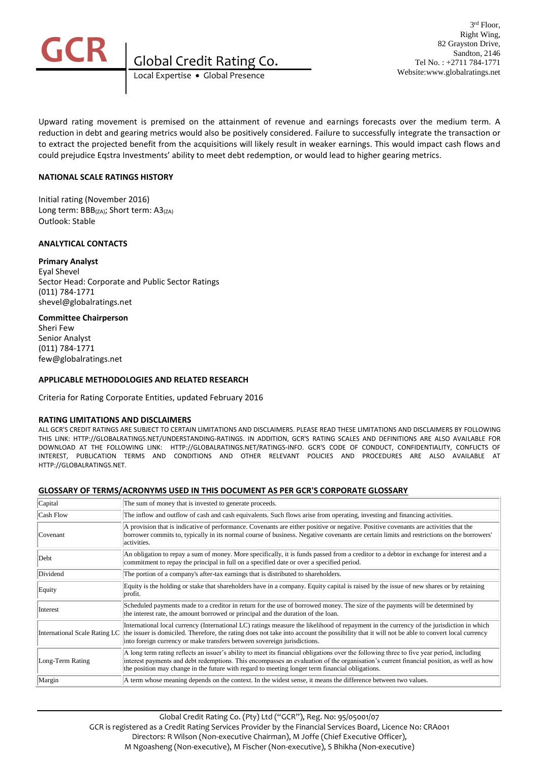Upward rating movement is premised on the attainment of revenue and earnings forecasts over the medium term. A reduction in debt and gearing metrics would also be positively considered. Failure to successfully integrate the transaction or to extract the projected benefit from the acquisitions will likely result in weaker earnings. This would impact cash flows and could prejudice Eqstra Investments' ability to meet debt redemption, or would lead to higher gearing metrics.

## NATIONAL SCALE RATINGS HISTORY

Initial rating (November 2016)
Long term: BBB$_{(ZA)}$; Short term: A3$_{(ZA)}$
Outlook: Stable

## ANALYTICAL CONTACTS

**Primary Analyst**
Eyal Shevel
Sector Head: Corporate and Public Sector Ratings
(011) 784-1771
shevel@globalratings.net

**Committee Chairperson**
Sheri Few
Senior Analyst
(011) 784-1771
few@globalratings.net

## APPLICABLE METHODOLOGIES AND RELATED RESEARCH

Criteria for Rating Corporate Entities, updated February 2016

## RATING LIMITATIONS AND DISCLAIMERS

ALL GCR'S CREDIT RATINGS ARE SUBJECT TO CERTAIN LIMITATIONS AND DISCLAIMERS. PLEASE READ THESE LIMITATIONS AND DISCLAIMERS BY FOLLOWING THIS LINK: HTTP://GLOBALRATINGS.NET/UNDERSTANDING-RATINGS. IN ADDITION, GCR'S RATING SCALES AND DEFINITIONS ARE ALSO AVAILABLE FOR DOWNLOAD AT THE FOLLOWING LINK: HTTP://GLOBALRATINGS.NET/RATINGS-INFO. GCR'S CODE OF CONDUCT, CONFIDENTIALITY, CONFLICTS OF INTEREST, PUBLICATION TERMS AND CONDITIONS AND OTHER RELEVANT POLICIES AND PROCEDURES ARE ALSO AVAILABLE AT HTTP://GLOBALRATINGS.NET.

## GLOSSARY OF TERMS/ACRONYMS USED IN THIS DOCUMENT AS PER GCR'S CORPORATE GLOSSARY

| Term | Definition |
|---|---|
| Capital | The sum of money that is invested to generate proceeds. |
| Cash Flow | The inflow and outflow of cash and cash equivalents. Such flows arise from operating, investing and financing activities. |
| Covenant | A provision that is indicative of performance. Covenants are either positive or negative. Positive covenants are activities that the borrower commits to, typically in its normal course of business. Negative covenants are certain limits and restrictions on the borrowers' activities. |
| Debt | An obligation to repay a sum of money. More specifically, it is funds passed from a creditor to a debtor in exchange for interest and a commitment to repay the principal in full on a specified date or over a specified period. |
| Dividend | The portion of a company's after-tax earnings that is distributed to shareholders. |
| Equity | Equity is the holding or stake that shareholders have in a company. Equity capital is raised by the issue of new shares or by retaining profit. |
| Interest | Scheduled payments made to a creditor in return for the use of borrowed money. The size of the payments will be determined by the interest rate, the amount borrowed or principal and the duration of the loan. |
| International Scale Rating LC | International local currency (International LC) ratings measure the likelihood of repayment in the currency of the jurisdiction in which the issuer is domiciled. Therefore, the rating does not take into account the possibility that it will not be able to convert local currency into foreign currency or make transfers between sovereign jurisdictions. |
| Long-Term Rating | A long term rating reflects an issuer's ability to meet its financial obligations over the following three to five year period, including interest payments and debt redemptions. This encompasses an evaluation of the organisation's current financial position, as well as how the position may change in the future with regard to meeting longer term financial obligations. |
| Margin | A term whose meaning depends on the context. In the widest sense, it means the difference between two values. |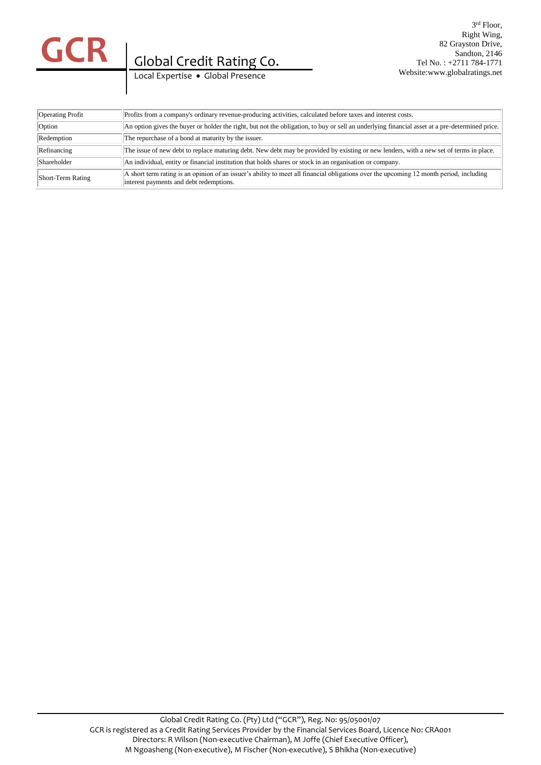| | |
|---|---|
| Operating Profit | Profits from a company's ordinary revenue-producing activities, calculated before taxes and interest costs. |
| Option | An option gives the buyer or holder the right, but not the obligation, to buy or sell an underlying financial asset at a pre-determined price. |
| Redemption | The repurchase of a bond at maturity by the issuer. |
| Refinancing | The issue of new debt to replace maturing debt. New debt may be provided by existing or new lenders, with a new set of terms in place. |
| Shareholder | An individual, entity or financial institution that holds shares or stock in an organisation or company. |
| Short-Term Rating | A short term rating is an opinion of an issuer's ability to meet all financial obligations over the upcoming 12 month period, including interest payments and debt redemptions. |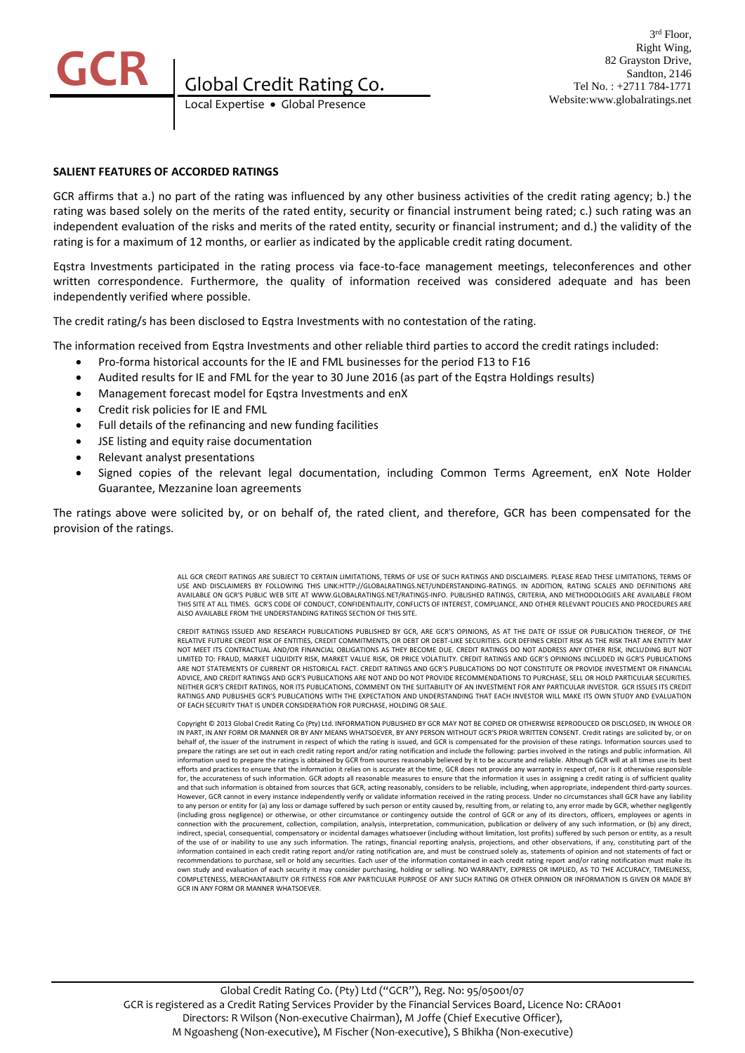## SALIENT FEATURES OF ACCORDED RATINGS

GCR affirms that a.) no part of the rating was influenced by any other business activities of the credit rating agency; b.) the rating was based solely on the merits of the rated entity, security or financial instrument being rated; c.) such rating was an independent evaluation of the risks and merits of the rated entity, security or financial instrument; and d.) the validity of the rating is for a maximum of 12 months, or earlier as indicated by the applicable credit rating document.

Eqstra Investments participated in the rating process via face-to-face management meetings, teleconferences and other written correspondence. Furthermore, the quality of information received was considered adequate and has been independently verified where possible.

The credit rating/s has been disclosed to Eqstra Investments with no contestation of the rating.

The information received from Eqstra Investments and other reliable third parties to accord the credit ratings included:

- Pro-forma historical accounts for the IE and FML businesses for the period F13 to F16
- Audited results for IE and FML for the year to 30 June 2016 (as part of the Eqstra Holdings results)
- Management forecast model for Eqstra Investments and enX
- Credit risk policies for IE and FML
- Full details of the refinancing and new funding facilities
- JSE listing and equity raise documentation
- Relevant analyst presentations
- Signed copies of the relevant legal documentation, including Common Terms Agreement, enX Note Holder Guarantee, Mezzanine loan agreements

The ratings above were solicited by, or on behalf of, the rated client, and therefore, GCR has been compensated for the provision of the ratings.

ALL GCR CREDIT RATINGS ARE SUBJECT TO CERTAIN LIMITATIONS, TERMS OF USE OF SUCH RATINGS AND DISCLAIMERS. PLEASE READ THESE LIMITATIONS, TERMS OF USE AND DISCLAIMERS BY FOLLOWING THIS LINK:HTTP://GLOBALRATINGS.NET/UNDERSTANDING-RATINGS. IN ADDITION, RATING SCALES AND DEFINITIONS ARE AVAILABLE ON GCR'S PUBLIC WEB SITE AT WWW.GLOBALRATINGS.NET/RATINGS-INFO. PUBLISHED RATINGS, CRITERIA, AND METHODOLOGIES ARE AVAILABLE FROM THIS SITE AT ALL TIMES. GCR'S CODE OF CONDUCT, CONFIDENTIALITY, CONFLICTS OF INTEREST, COMPLIANCE, AND OTHER RELEVANT POLICIES AND PROCEDURES ARE ALSO AVAILABLE FROM THE UNDERSTANDING RATINGS SECTION OF THIS SITE.

CREDIT RATINGS ISSUED AND RESEARCH PUBLICATIONS PUBLISHED BY GCR, ARE GCR'S OPINIONS, AS AT THE DATE OF ISSUE OR PUBLICATION THEREOF, OF THE RELATIVE FUTURE CREDIT RISK OF ENTITIES, CREDIT COMMITMENTS, OR DEBT OR DEBT-LIKE SECURITIES. GCR DEFINES CREDIT RISK AS THE RISK THAT AN ENTITY MAY NOT MEET ITS CONTRACTUAL AND/OR FINANCIAL OBLIGATIONS AS THEY BECOME DUE. CREDIT RATINGS DO NOT ADDRESS ANY OTHER RISK, INCLUDING BUT NOT LIMITED TO: FRAUD, MARKET LIQUIDITY RISK, MARKET VALUE RISK, OR PRICE VOLATILITY. CREDIT RATINGS AND GCR'S OPINIONS INCLUDED IN GCR'S PUBLICATIONS ARE NOT STATEMENTS OF CURRENT OR HISTORICAL FACT. CREDIT RATINGS AND GCR'S PUBLICATIONS DO NOT CONSTITUTE OR PROVIDE INVESTMENT OR FINANCIAL ADVICE, AND CREDIT RATINGS AND GCR'S PUBLICATIONS ARE NOT AND DO NOT PROVIDE RECOMMENDATIONS TO PURCHASE, SELL OR HOLD PARTICULAR SECURITIES. NEITHER GCR'S CREDIT RATINGS, NOR ITS PUBLICATIONS, COMMENT ON THE SUITABILITY OF AN INVESTMENT FOR ANY PARTICULAR INVESTOR. GCR ISSUES ITS CREDIT RATINGS AND PUBLISHES GCR'S PUBLICATIONS WITH THE EXPECTATION AND UNDERSTANDING THAT EACH INVESTOR WILL MAKE ITS OWN STUDY AND EVALUATION OF EACH SECURITY THAT IS UNDER CONSIDERATION FOR PURCHASE, HOLDING OR SALE.

Copyright © 2013 Global Credit Rating Co (Pty) Ltd. INFORMATION PUBLISHED BY GCR MAY NOT BE COPIED OR OTHERWISE REPRODUCED OR DISCLOSED, IN WHOLE OR IN PART, IN ANY FORM OR MANNER OR BY ANY MEANS WHATSOEVER, BY ANY PERSON WITHOUT GCR'S PRIOR WRITTEN CONSENT. Credit ratings are solicited by, or on behalf of, the issuer of the instrument in respect of which the rating is issued, and GCR is compensated for the provision of these ratings. Information sources used to prepare the ratings are set out in each credit rating report and/or rating notification and include the following: parties involved in the ratings and public information. All information used to prepare the ratings is obtained by GCR from sources reasonably believed by it to be accurate and reliable. Although GCR will at all times use its best efforts and practices to ensure that the information it relies on is accurate at the time, GCR does not provide any warranty in respect of, nor is it otherwise responsible for, the accurateness of such information. GCR adopts all reasonable measures to ensure that the information it uses in assigning a credit rating is of sufficient quality and that such information is obtained from sources that GCR, acting reasonably, considers to be reliable, including, when appropriate, independent third-party sources. However, GCR cannot in every instance independently verify or validate information received in the rating process. Under no circumstances shall GCR have any liability to any person or entity for (a) any loss or damage suffered by such person or entity caused by, resulting from, or relating to, any error made by GCR, whether negligently (including gross negligence) or otherwise, or other circumstance or contingency outside the control of GCR or any of its directors, officers, employees or agents in connection with the procurement, collection, compilation, analysis, interpretation, communication, publication or delivery of any such information, or (b) any direct, indirect, special, consequential, compensatory or incidental damages whatsoever (including without limitation, lost profits) suffered by such person or entity, as a result of the use of or inability to use any such information. The ratings, financial reporting analysis, projections, and other observations, if any, constituting part of the information contained in each credit rating report and/or rating notification are, and must be construed solely as, statements of opinion and not statements of fact or recommendations to purchase, sell or hold any securities. Each user of the information contained in each credit rating report and/or rating notification must make its own study and evaluation of each security it may consider purchasing, holding or selling. NO WARRANTY, EXPRESS OR IMPLIED, AS TO THE ACCURACY, TIMELINESS, COMPLETENESS, MERCHANTABILITY OR FITNESS FOR ANY PARTICULAR PURPOSE OF ANY SUCH RATING OR OTHER OPINION OR INFORMATION IS GIVEN OR MADE BY GCR IN ANY FORM OR MANNER WHATSOEVER.